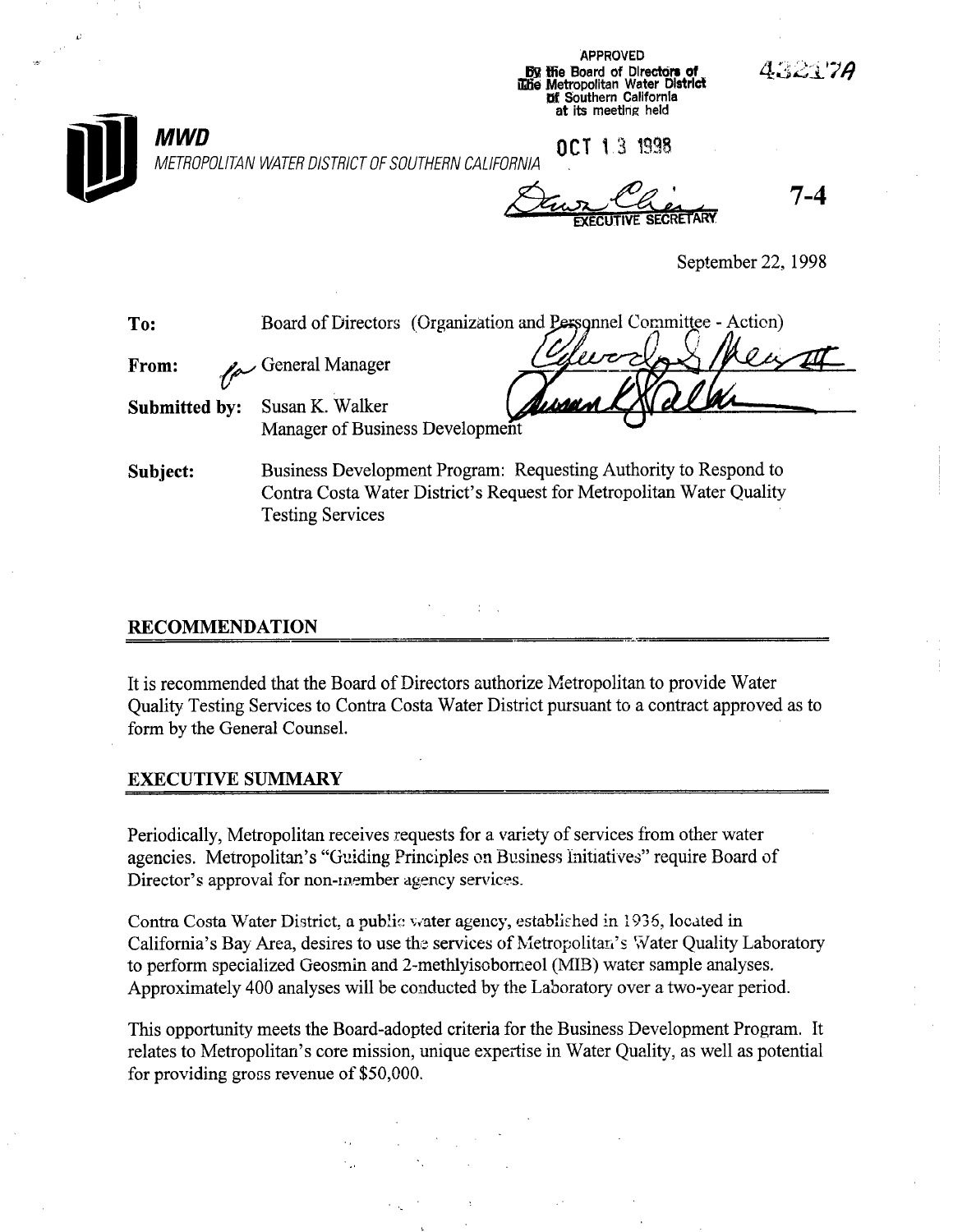APPROVED
By the Board of Directors of
The Metropolitan Water District
of Southern California
at its meeting held

OCT 13 1998

EXECUTIVE SECRETARY

43217A

**MWD**
*METROPOLITAN WATER DISTRICT OF SOUTHERN CALIFORNIA*

**7-4**

September 22, 1998

**To:** Board of Directors (Organization and Personnel Committee - Action)

**From:** General Manager

**Submitted by:** Susan K. Walker
Manager of Business Development

**Subject:** Business Development Program: Requesting Authority to Respond to Contra Costa Water District's Request for Metropolitan Water Quality Testing Services

## RECOMMENDATION

It is recommended that the Board of Directors authorize Metropolitan to provide Water Quality Testing Services to Contra Costa Water District pursuant to a contract approved as to form by the General Counsel.

## EXECUTIVE SUMMARY

Periodically, Metropolitan receives requests for a variety of services from other water agencies. Metropolitan's "Guiding Principles on Business Initiatives" require Board of Director's approval for non-member agency services.

Contra Costa Water District, a public water agency, established in 1936, located in California's Bay Area, desires to use the services of Metropolitan's Water Quality Laboratory to perform specialized Geosmin and 2-methlyisoborneol (MIB) water sample analyses. Approximately 400 analyses will be conducted by the Laboratory over a two-year period.

This opportunity meets the Board-adopted criteria for the Business Development Program. It relates to Metropolitan's core mission, unique expertise in Water Quality, as well as potential for providing gross revenue of $50,000.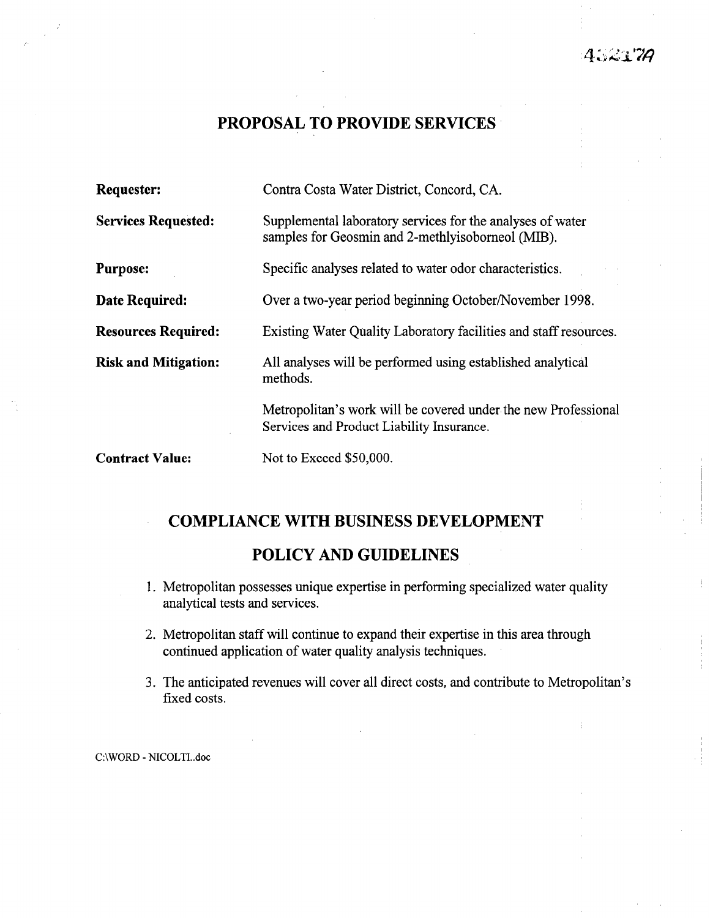# PROPOSAL TO PROVIDE SERVICES

| | |
|---|---|
| **Requester:** | Contra Costa Water District, Concord, CA. |
| **Services Requested:** | Supplemental laboratory services for the analyses of water samples for Geosmin and 2-methlyisoborneol (MIB). |
| **Purpose:** | Specific analyses related to water odor characteristics. |
| **Date Required:** | Over a two-year period beginning October/November 1998. |
| **Resources Required:** | Existing Water Quality Laboratory facilities and staff resources. |
| **Risk and Mitigation:** | All analyses will be performed using established analytical methods.<br><br>Metropolitan's work will be covered under the new Professional Services and Product Liability Insurance. |
| **Contract Value:** | Not to Exceed $50,000. |

## COMPLIANCE WITH BUSINESS DEVELOPMENT POLICY AND GUIDELINES

1. Metropolitan possesses unique expertise in performing specialized water quality analytical tests and services.
2. Metropolitan staff will continue to expand their expertise in this area through continued application of water quality analysis techniques.
3. The anticipated revenues will cover all direct costs, and contribute to Metropolitan's fixed costs.

C:\WORD - NICOLTI..doc